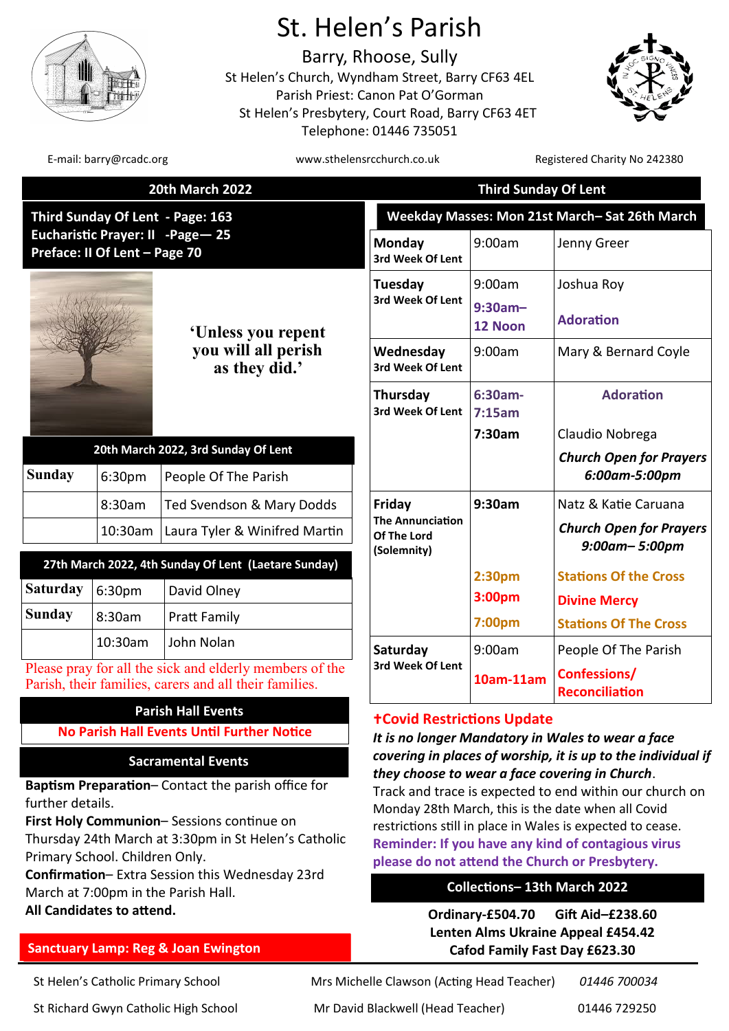# St. Helen's Parish

Barry, Rhoose, Sully

St Helen's Church, Wyndham Street, Barry CF63 4EL

Parish Priest: Canon Pat O'Gorman

St Helen's Presbytery, Court Road, Barry CF63 4ET

Telephone: 01446 735051

E-mail: barry@rcadc.org | www.sthelensrcchurch.co.uk | Registered Charity No 242380

## 20th March 2022 — Third Sunday Of Lent

**Third Sunday Of Lent - Page: 163**
**Eucharistic Prayer: II -Page— 25**
**Preface: II Of Lent – Page 70**

**'Unless you repent you will all perish as they did.'**

| 20th March 2022, 3rd Sunday Of Lent | | |
|---|---|---|
| Sunday | 6:30pm | People Of The Parish |
| | 8:30am | Ted Svendson & Mary Dodds |
| | 10:30am | Laura Tyler & Winifred Martin |

| 27th March 2022, 4th Sunday Of Lent (Laetare Sunday) | | |
|---|---|---|
| Saturday | 6:30pm | David Olney |
| Sunday | 8:30am | Pratt Family |
| | 10:30am | John Nolan |

Please pray for all the sick and elderly members of the Parish, their families, carers and all their families.

### Parish Hall Events

**No Parish Hall Events Until Further Notice**

### Sacramental Events

**Baptism Preparation**– Contact the parish office for further details.

**First Holy Communion**– Sessions continue on Thursday 24th March at 3:30pm in St Helen's Catholic Primary School. Children Only.

**Confirmation**– Extra Session this Wednesday 23rd March at 7:00pm in the Parish Hall.

**All Candidates to attend.**

**Sanctuary Lamp: Reg & Joan Ewington**

### Weekday Masses: Mon 21st March– Sat 26th March

| Day | Time | Intention |
|---|---|---|
| **Monday** 3rd Week Of Lent | 9:00am | Jenny Greer |
| **Tuesday** 3rd Week Of Lent | 9:00am<br>9:30am– 12 Noon | Joshua Roy<br>Adoration |
| **Wednesday** 3rd Week Of Lent | 9:00am | Mary & Bernard Coyle |
| **Thursday** 3rd Week Of Lent | 6:30am- 7:15am<br>7:30am | Adoration<br>Claudio Nobrega<br>*Church Open for Prayers 6:00am-5:00pm* |
| **Friday** The Annunciation Of The Lord (Solemnity) | 9:30am<br><br>2:30pm<br>3:00pm<br>7:00pm | Natz & Katie Caruana<br>*Church Open for Prayers 9:00am– 5:00pm*<br>Stations Of the Cross<br>Divine Mercy<br>Stations Of The Cross |
| **Saturday** 3rd Week Of Lent | 9:00am<br>10am-11am | People Of The Parish<br>Confessions/ Reconciliation |

### †Covid Restrictions Update

***It is no longer Mandatory in Wales to wear a face covering in places of worship, it is up to the individual if they choose to wear a face covering in Church.***

Track and trace is expected to end within our church on Monday 28th March, this is the date when all Covid restrictions still in place in Wales is expected to cease.

**Reminder: If you have any kind of contagious virus please do not attend the Church or Presbytery.**

### Collections– 13th March 2022

**Ordinary-£504.70 Gift Aid–£238.60**
**Lenten Alms Ukraine Appeal £454.42**
**Cafod Family Fast Day £623.30**

| | | |
|---|---|---|
| St Helen's Catholic Primary School | Mrs Michelle Clawson (Acting Head Teacher) | *01446 700034* |
| St Richard Gwyn Catholic High School | Mr David Blackwell (Head Teacher) | 01446 729250 |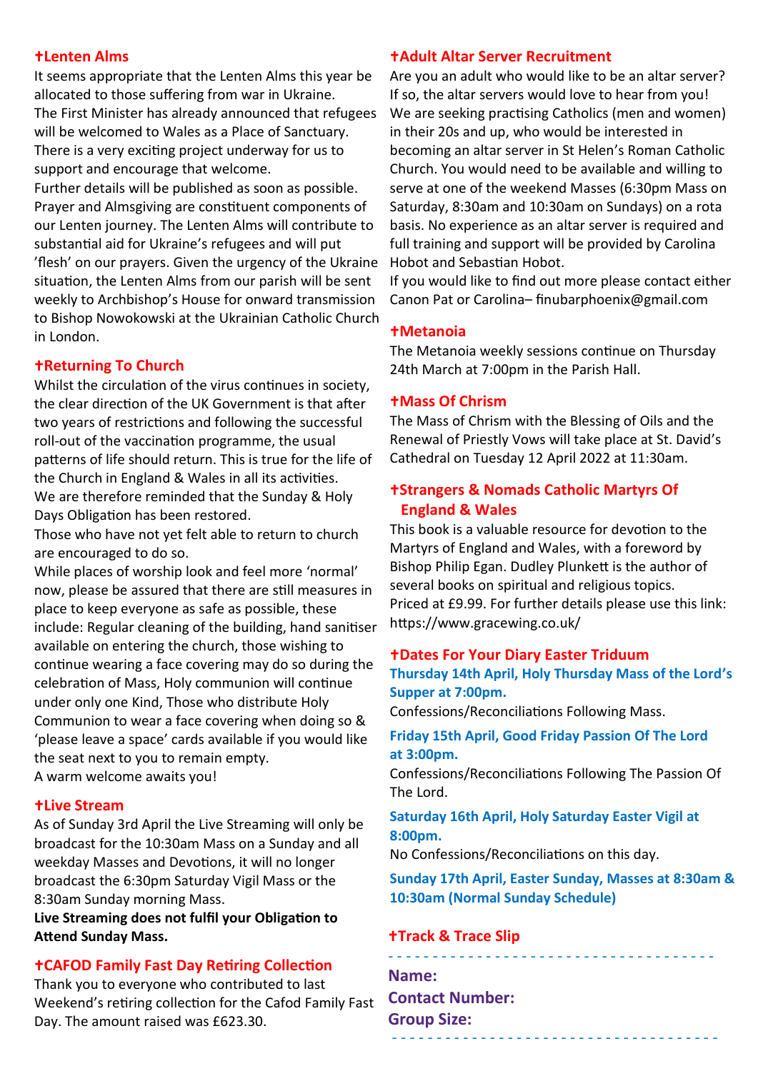## ✝Lenten Alms

It seems appropriate that the Lenten Alms this year be allocated to those suffering from war in Ukraine. The First Minister has already announced that refugees will be welcomed to Wales as a Place of Sanctuary. There is a very exciting project underway for us to support and encourage that welcome.
Further details will be published as soon as possible. Prayer and Almsgiving are constituent components of our Lenten journey. The Lenten Alms will contribute to substantial aid for Ukraine's refugees and will put 'flesh' on our prayers. Given the urgency of the Ukraine situation, the Lenten Alms from our parish will be sent weekly to Archbishop's House for onward transmission to Bishop Nowokowski at the Ukrainian Catholic Church in London.

## ✝Returning To Church

Whilst the circulation of the virus continues in society, the clear direction of the UK Government is that after two years of restrictions and following the successful roll-out of the vaccination programme, the usual patterns of life should return. This is true for the life of the Church in England & Wales in all its activities.
We are therefore reminded that the Sunday & Holy Days Obligation has been restored.
Those who have not yet felt able to return to church are encouraged to do so.
While places of worship look and feel more 'normal' now, please be assured that there are still measures in place to keep everyone as safe as possible, these include: Regular cleaning of the building, hand sanitiser available on entering the church, those wishing to continue wearing a face covering may do so during the celebration of Mass, Holy communion will continue under only one Kind, Those who distribute Holy Communion to wear a face covering when doing so & 'please leave a space' cards available if you would like the seat next to you to remain empty.
A warm welcome awaits you!

## ✝Live Stream

As of Sunday 3rd April the Live Streaming will only be broadcast for the 10:30am Mass on a Sunday and all weekday Masses and Devotions, it will no longer broadcast the 6:30pm Saturday Vigil Mass or the 8:30am Sunday morning Mass.
**Live Streaming does not fulfil your Obligation to Attend Sunday Mass.**

## ✝CAFOD Family Fast Day Retiring Collection

Thank you to everyone who contributed to last Weekend's retiring collection for the Cafod Family Fast Day. The amount raised was £623.30.

## ✝Adult Altar Server Recruitment

Are you an adult who would like to be an altar server? If so, the altar servers would love to hear from you! We are seeking practising Catholics (men and women) in their 20s and up, who would be interested in becoming an altar server in St Helen's Roman Catholic Church. You would need to be available and willing to serve at one of the weekend Masses (6:30pm Mass on Saturday, 8:30am and 10:30am on Sundays) on a rota basis. No experience as an altar server is required and full training and support will be provided by Carolina Hobot and Sebastian Hobot.
If you would like to find out more please contact either Canon Pat or Carolina– finubarphoenix@gmail.com

## ✝Metanoia

The Metanoia weekly sessions continue on Thursday 24th March at 7:00pm in the Parish Hall.

## ✝Mass Of Chrism

The Mass of Chrism with the Blessing of Oils and the Renewal of Priestly Vows will take place at St. David's Cathedral on Tuesday 12 April 2022 at 11:30am.

## ✝Strangers & Nomads Catholic Martyrs Of England & Wales

This book is a valuable resource for devotion to the Martyrs of England and Wales, with a foreword by Bishop Philip Egan. Dudley Plunkett is the author of several books on spiritual and religious topics.
Priced at £9.99. For further details please use this link: https://www.gracewing.co.uk/

## ✝Dates For Your Diary Easter Triduum

**Thursday 14th April, Holy Thursday Mass of the Lord's Supper at 7:00pm.**
Confessions/Reconciliations Following Mass.

**Friday 15th April, Good Friday Passion Of The Lord at 3:00pm.**
Confessions/Reconciliations Following The Passion Of The Lord.

**Saturday 16th April, Holy Saturday Easter Vigil at 8:00pm.**
No Confessions/Reconciliations on this day.

**Sunday 17th April, Easter Sunday, Masses at 8:30am & 10:30am (Normal Sunday Schedule)**

## ✝Track & Trace Slip

- - - - - - - - - - - - - - - - - - - - - - - - - - - - - - - - - - - -

**Name:**
**Contact Number:**
**Group Size:**

- - - - - - - - - - - - - - - - - - - - - - - - - - - - - - - - - - - -